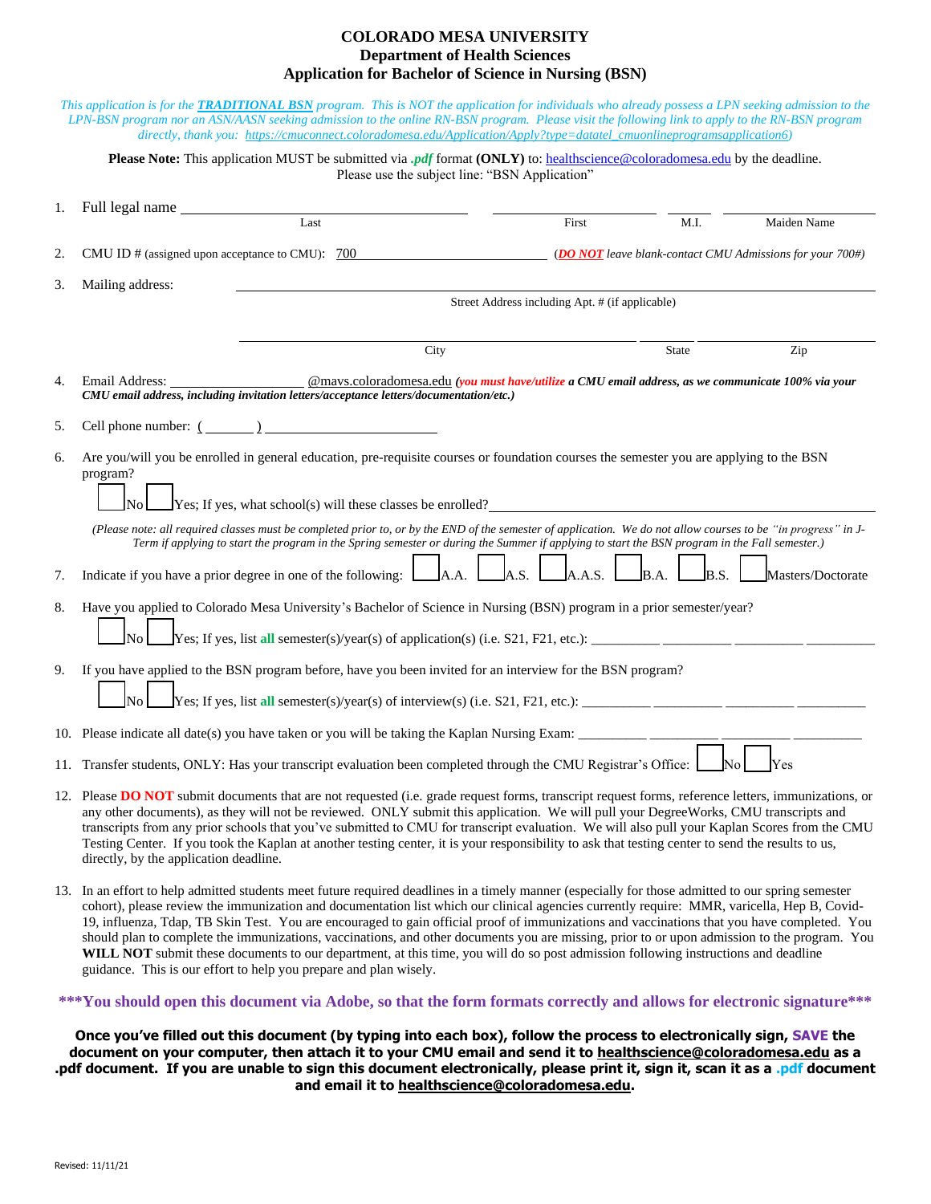# COLORADO MESA UNIVERSITY
## Department of Health Sciences
## Application for Bachelor of Science in Nursing (BSN)

*This application is for the* ***TRADITIONAL BSN*** *program. This is NOT the application for individuals who already possess a LPN seeking admission to the LPN-BSN program nor an ASN/AASN seeking admission to the online RN-BSN program. Please visit the following link to apply to the RN-BSN program directly, thank you: https://cmuconnect.coloradomesa.edu/Application/Apply?type=datatel_cmuonlineprogramsapplication6)*

**Please Note:** This application MUST be submitted via ***.pdf*** format **(ONLY)** to: healthscience@coloradomesa.edu by the deadline. Please use the subject line: "BSN Application"

1. Full legal name ______________________ ______________________ ______ ______________________
   Last — First — M.I. — Maiden Name

2. CMU ID # (assigned upon acceptance to CMU): 700______________________ (***DO NOT*** *leave blank-contact CMU Admissions for your 700#)*

3. Mailing address: ____________________________________________
   Street Address including Apt. # (if applicable)

   ______________________ ______ ______________________
   City — State — Zip

4. Email Address: ______________@mavs.coloradomesa.edu ***(you must have/utilize*** ***a CMU email address, as we communicate 100% via your CMU email address, including invitation letters/acceptance letters/documentation/etc.)***

5. Cell phone number: (______) ______________________

6. Are you/will you be enrolled in general education, pre-requisite courses or foundation courses the semester you are applying to the BSN program?

   ☐ No ☐ Yes; If yes, what school(s) will these classes be enrolled? ______________________

   *(Please note: all required classes must be completed prior to, or by the END of the semester of application. We do not allow courses to be "in progress" in J-Term if applying to start the program in the Spring semester or during the Summer if applying to start the BSN program in the Fall semester.)*

7. Indicate if you have a prior degree in one of the following: ☐ A.A. ☐ A.S. ☐ A.A.S. ☐ B.A. ☐ B.S. ☐ Masters/Doctorate

8. Have you applied to Colorado Mesa University's Bachelor of Science in Nursing (BSN) program in a prior semester/year?

   ☐ No ☐ Yes; If yes, list **all** semester(s)/year(s) of application(s) (i.e. S21, F21, etc.): ________ ________ ________ ________

9. If you have applied to the BSN program before, have you been invited for an interview for the BSN program?

   ☐ No ☐ Yes; If yes, list **all** semester(s)/year(s) of interview(s) (i.e. S21, F21, etc.): ________ ________ ________ ________

10. Please indicate all date(s) you have taken or you will be taking the Kaplan Nursing Exam: ________ ________ ________ ________

11. Transfer students, ONLY: Has your transcript evaluation been completed through the CMU Registrar's Office: ☐ No ☐ Yes

12. Please **DO NOT** submit documents that are not requested (i.e. grade request forms, transcript request forms, reference letters, immunizations, or any other documents), as they will not be reviewed. ONLY submit this application. We will pull your DegreeWorks, CMU transcripts and transcripts from any prior schools that you've submitted to CMU for transcript evaluation. We will also pull your Kaplan Scores from the CMU Testing Center. If you took the Kaplan at another testing center, it is your responsibility to ask that testing center to send the results to us, directly, by the application deadline.

13. In an effort to help admitted students meet future required deadlines in a timely manner (especially for those admitted to our spring semester cohort), please review the immunization and documentation list which our clinical agencies currently require: MMR, varicella, Hep B, Covid-19, influenza, Tdap, TB Skin Test. You are encouraged to gain official proof of immunizations and vaccinations that you have completed. You should plan to complete the immunizations, vaccinations, and other documents you are missing, prior to or upon admission to the program. You **WILL NOT** submit these documents to our department, at this time, you will do so post admission following instructions and deadline guidance. This is our effort to help you prepare and plan wisely.

***\*\*\*You should open this document via Adobe, so that the form formats correctly and allows for electronic signature\*\*\****

**Once you've filled out this document (by typing into each box), follow the process to electronically sign, SAVE the document on your computer, then attach it to your CMU email and send it to healthscience@coloradomesa.edu as a .pdf document. If you are unable to sign this document electronically, please print it, sign it, scan it as a .pdf document and email it to healthscience@coloradomesa.edu.**

Revised: 11/11/21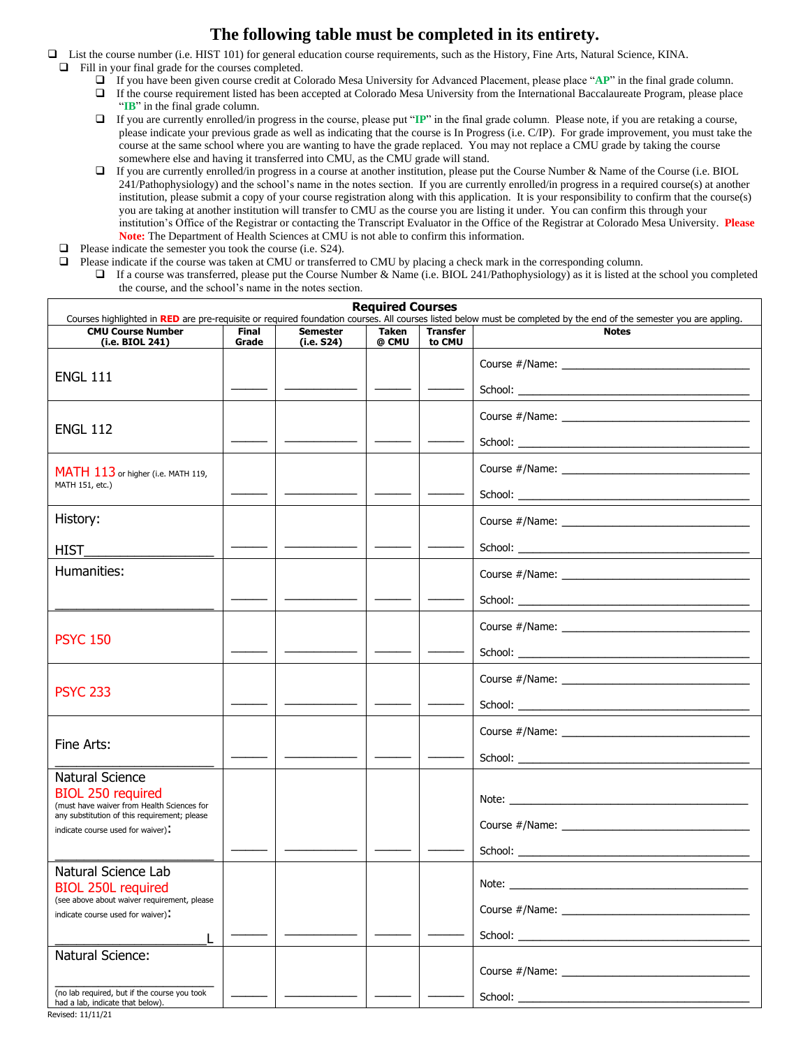# The following table must be completed in its entirety.

- ❑ List the course number (i.e. HIST 101) for general education course requirements, such as the History, Fine Arts, Natural Science, KINA.
  - ❑ Fill in your final grade for the courses completed.
    - ❑ If you have been given course credit at Colorado Mesa University for Advanced Placement, please place "**AP**" in the final grade column.
    - ❑ If the course requirement listed has been accepted at Colorado Mesa University from the International Baccalaureate Program, please place "**IB**" in the final grade column.
    - ❑ If you are currently enrolled/in progress in the course, please put "**IP**" in the final grade column. Please note, if you are retaking a course, please indicate your previous grade as well as indicating that the course is In Progress (i.e. C/IP). For grade improvement, you must take the course at the same school where you are wanting to have the grade replaced. You may not replace a CMU grade by taking the course somewhere else and having it transferred into CMU, as the CMU grade will stand.
    - ❑ If you are currently enrolled/in progress in a course at another institution, please put the Course Number & Name of the Course (i.e. BIOL 241/Pathophysiology) and the school's name in the notes section. If you are currently enrolled/in progress in a required course(s) at another institution, please submit a copy of your course registration along with this application. It is your responsibility to confirm that the course(s) you are taking at another institution will transfer to CMU as the course you are listing it under. You can confirm this through your institution's Office of the Registrar or contacting the Transcript Evaluator in the Office of the Registrar at Colorado Mesa University. **Please Note:** The Department of Health Sciences at CMU is not able to confirm this information.
  - ❑ Please indicate the semester you took the course (i.e. S24).
  - ❑ Please indicate if the course was taken at CMU or transferred to CMU by placing a check mark in the corresponding column.
    - ❑ If a course was transferred, please put the Course Number & Name (i.e. BIOL 241/Pathophysiology) as it is listed at the school you completed the course, and the school's name in the notes section.

**Required Courses**

Courses highlighted in **RED** are pre-requisite or required foundation courses. All courses listed below must be completed by the end of the semester you are appling.

| CMU Course Number (i.e. BIOL 241) | Final Grade | Semester (i.e. S24) | Taken @ CMU | Transfer to CMU | Notes |
|---|---|---|---|---|---|
| ENGL 111 | ______ | ____________ | ______ | ______ | Course #/Name: ______________________________ School: ______________________________________ |
| ENGL 112 | ______ | ____________ | ______ | ______ | Course #/Name: ______________________________ School: ______________________________________ |
| MATH 113 or higher (i.e. MATH 119, MATH 151, etc.) | ______ | ____________ | ______ | ______ | Course #/Name: ______________________________ School: ______________________________________ |
| History: HIST__________________ | ______ | ____________ | ______ | ______ | Course #/Name: ______________________________ School: ______________________________________ |
| Humanities: ______________________ | ______ | ____________ | ______ | ______ | Course #/Name: ______________________________ School: ______________________________________ |
| PSYC 150 | ______ | ____________ | ______ | ______ | Course #/Name: ______________________________ School: ______________________________________ |
| PSYC 233 | ______ | ____________ | ______ | ______ | Course #/Name: ______________________________ School: ______________________________________ |
| Fine Arts: ______________________ | ______ | ____________ | ______ | ______ | Course #/Name: ______________________________ School: ______________________________________ |
| Natural Science BIOL 250 required (must have waiver from Health Sciences for any substitution of this requirement; please indicate course used for waiver): ______________________ | ______ | ____________ | ______ | ______ | Note: ______________________________________ Course #/Name: ______________________________ School: ______________________________________ |
| Natural Science Lab BIOL 250L required (see above about waiver requirement, please indicate course used for waiver): _____________________L | ______ | ____________ | ______ | ______ | Note: ______________________________________ Course #/Name: ______________________________ School: ______________________________________ |
| Natural Science: ______________________ (no lab required, but if the course you took had a lab, indicate that below). | ______ | ____________ | ______ | ______ | Course #/Name: ______________________________ School: ______________________________________ |

Revised: 11/11/21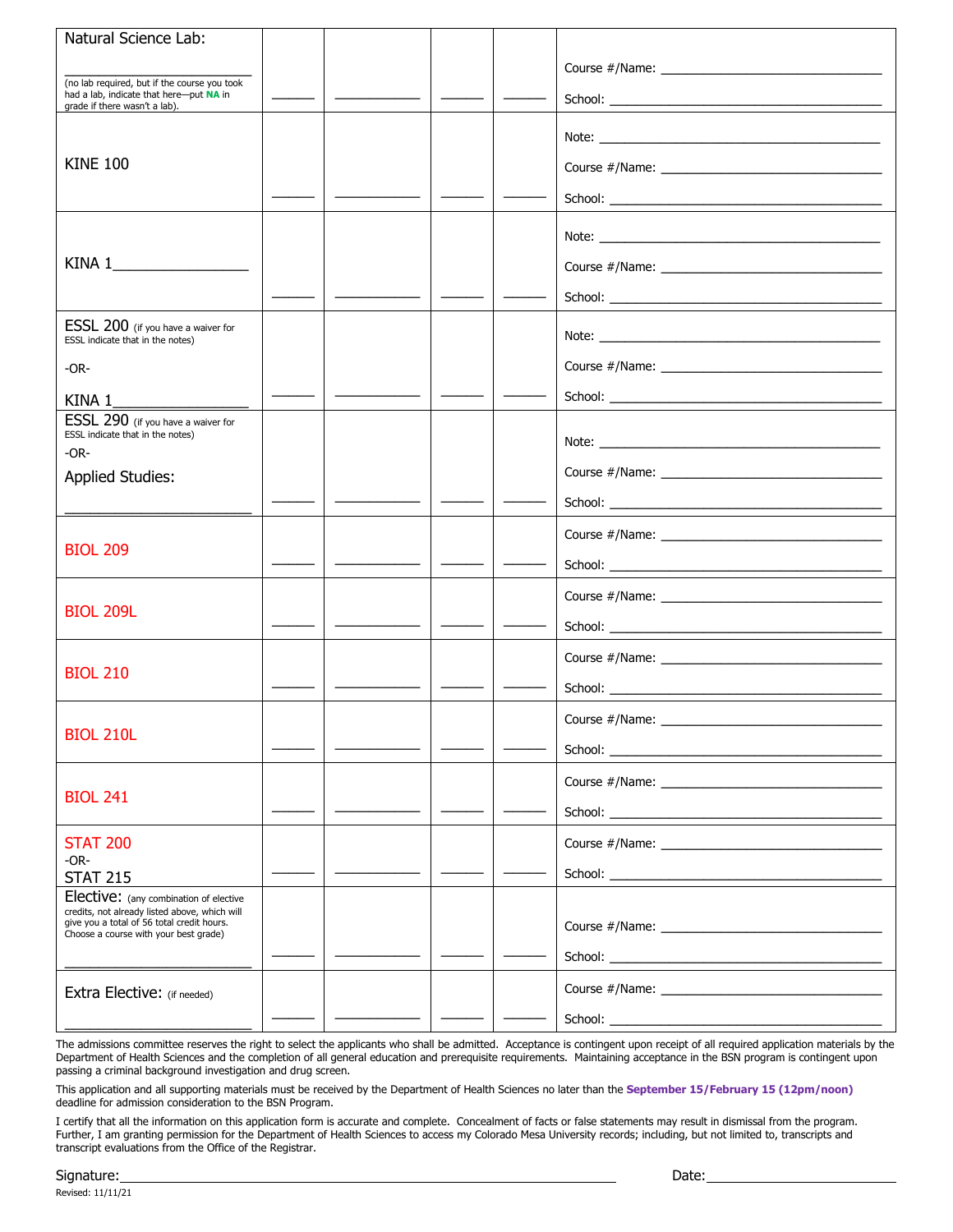| | | | | | |
|---|---|---|---|---|---|
| Natural Science Lab: ______________________ (no lab required, but if the course you took had a lab, indicate that here—put **NA** in grade if there wasn't a lab). | _____ | __________ | _____ | _____ | Course #/Name: ______________________ School: ______________________ |
| KINE 100 | _____ | __________ | _____ | _____ | Note: ______________________ Course #/Name: ______________________ School: ______________________ |
| KINA 1________________ | _____ | __________ | _____ | _____ | Note: ______________________ Course #/Name: ______________________ School: ______________________ |
| ESSL 200 (if you have a waiver for ESSL indicate that in the notes) -OR- KINA 1________________ | _____ | __________ | _____ | _____ | Note: ______________________ Course #/Name: ______________________ School: ______________________ |
| ESSL 290 (if you have a waiver for ESSL indicate that in the notes) -OR- Applied Studies: ______________________ | _____ | __________ | _____ | _____ | Note: ______________________ Course #/Name: ______________________ School: ______________________ |
| BIOL 209 | _____ | __________ | _____ | _____ | Course #/Name: ______________________ School: ______________________ |
| BIOL 209L | _____ | __________ | _____ | _____ | Course #/Name: ______________________ School: ______________________ |
| BIOL 210 | _____ | __________ | _____ | _____ | Course #/Name: ______________________ School: ______________________ |
| BIOL 210L | _____ | __________ | _____ | _____ | Course #/Name: ______________________ School: ______________________ |
| BIOL 241 | _____ | __________ | _____ | _____ | Course #/Name: ______________________ School: ______________________ |
| STAT 200 -OR- STAT 215 | _____ | __________ | _____ | _____ | Course #/Name: ______________________ School: ______________________ |
| Elective: (any combination of elective credits, not already listed above, which will give you a total of 56 total credit hours. Choose a course with your best grade) ______________________ | _____ | __________ | _____ | _____ | Course #/Name: ______________________ School: ______________________ |
| Extra Elective: (if needed) ______________________ | _____ | __________ | _____ | _____ | Course #/Name: ______________________ School: ______________________ |

The admissions committee reserves the right to select the applicants who shall be admitted. Acceptance is contingent upon receipt of all required application materials by the Department of Health Sciences and the completion of all general education and prerequisite requirements. Maintaining acceptance in the BSN program is contingent upon passing a criminal background investigation and drug screen.

This application and all supporting materials must be received by the Department of Health Sciences no later than the **September 15/February 15 (12pm/noon)** deadline for admission consideration to the BSN Program.

I certify that all the information on this application form is accurate and complete. Concealment of facts or false statements may result in dismissal from the program. Further, I am granting permission for the Department of Health Sciences to access my Colorado Mesa University records; including, but not limited to, transcripts and transcript evaluations from the Office of the Registrar.

Signature:______________________________________________ Date:____________________

Revised: 11/11/21